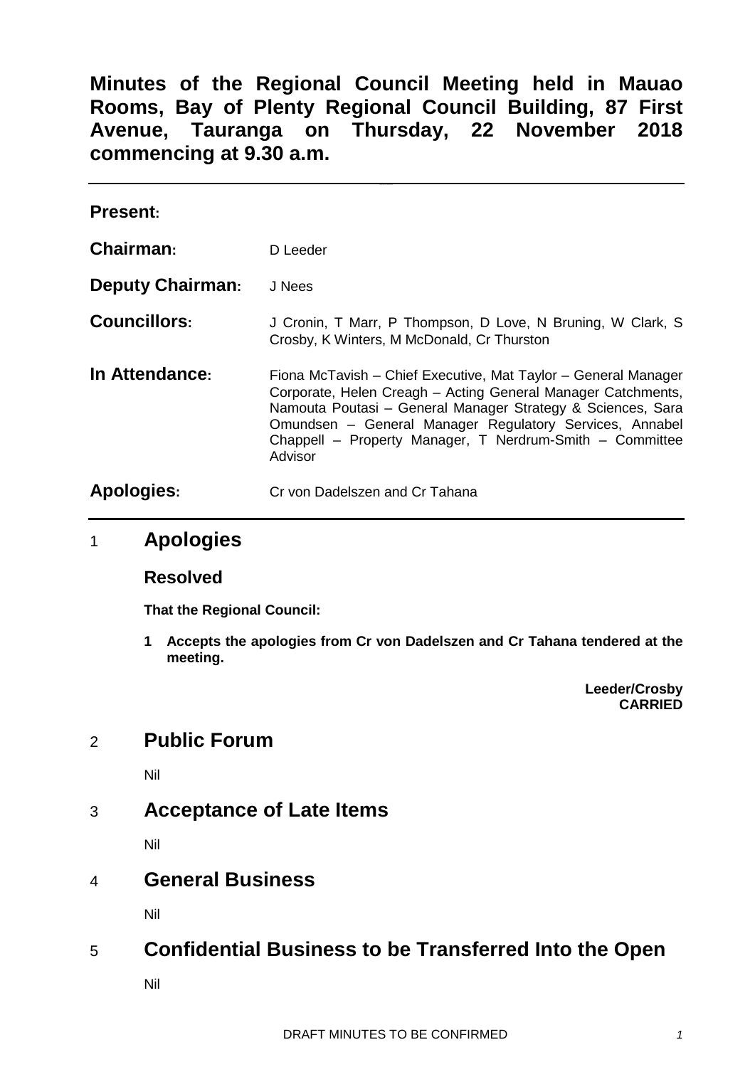# Minutes of the Regional Council Meeting held in Mauao Rooms, Bay of Plenty Regional Council Building, 87 First Avenue, Tauranga on Thursday, 22 November 2018 commencing at 9.30 a.m.

| | |
|---|---|
| **Present:** | |
| **Chairman:** | D Leeder |
| **Deputy Chairman:** | J Nees |
| **Councillors:** | J Cronin, T Marr, P Thompson, D Love, N Bruning, W Clark, S Crosby, K Winters, M McDonald, Cr Thurston |
| **In Attendance:** | Fiona McTavish – Chief Executive, Mat Taylor – General Manager Corporate, Helen Creagh – Acting General Manager Catchments, Namouta Poutasi – General Manager Strategy & Sciences, Sara Omundsen – General Manager Regulatory Services, Annabel Chappell – Property Manager, T Nerdrum-Smith – Committee Advisor |
| **Apologies:** | Cr von Dadelszen and Cr Tahana |

## 1 Apologies

### Resolved

**That the Regional Council:**

**1 Accepts the apologies from Cr von Dadelszen and Cr Tahana tendered at the meeting.**

**Leeder/Crosby**
**CARRIED**

## 2 Public Forum

Nil

## 3 Acceptance of Late Items

Nil

## 4 General Business

Nil

## 5 Confidential Business to be Transferred Into the Open

Nil

DRAFT MINUTES TO BE CONFIRMED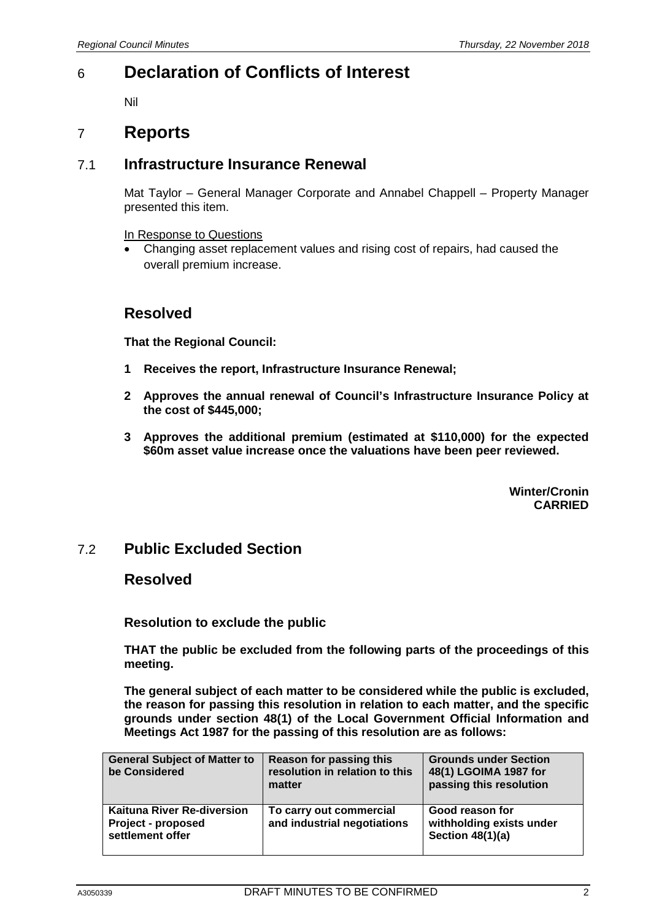# 6 Declaration of Conflicts of Interest

Nil

# 7 Reports

## 7.1 Infrastructure Insurance Renewal

Mat Taylor – General Manager Corporate and Annabel Chappell – Property Manager presented this item.

In Response to Questions

- Changing asset replacement values and rising cost of repairs, had caused the overall premium increase.

### Resolved

**That the Regional Council:**

**1 Receives the report, Infrastructure Insurance Renewal;**

**2 Approves the annual renewal of Council's Infrastructure Insurance Policy at the cost of $445,000;**

**3 Approves the additional premium (estimated at $110,000) for the expected $60m asset value increase once the valuations have been peer reviewed.**

**Winter/Cronin**
**CARRIED**

## 7.2 Public Excluded Section

### Resolved

**Resolution to exclude the public**

**THAT the public be excluded from the following parts of the proceedings of this meeting.**

**The general subject of each matter to be considered while the public is excluded, the reason for passing this resolution in relation to each matter, and the specific grounds under section 48(1) of the Local Government Official Information and Meetings Act 1987 for the passing of this resolution are as follows:**

| General Subject of Matter to be Considered | Reason for passing this resolution in relation to this matter | Grounds under Section 48(1) LGOIMA 1987 for passing this resolution |
|---|---|---|
| **Kaituna River Re-diversion Project - proposed settlement offer** | **To carry out commercial and industrial negotiations** | **Good reason for withholding exists under Section 48(1)(a)** |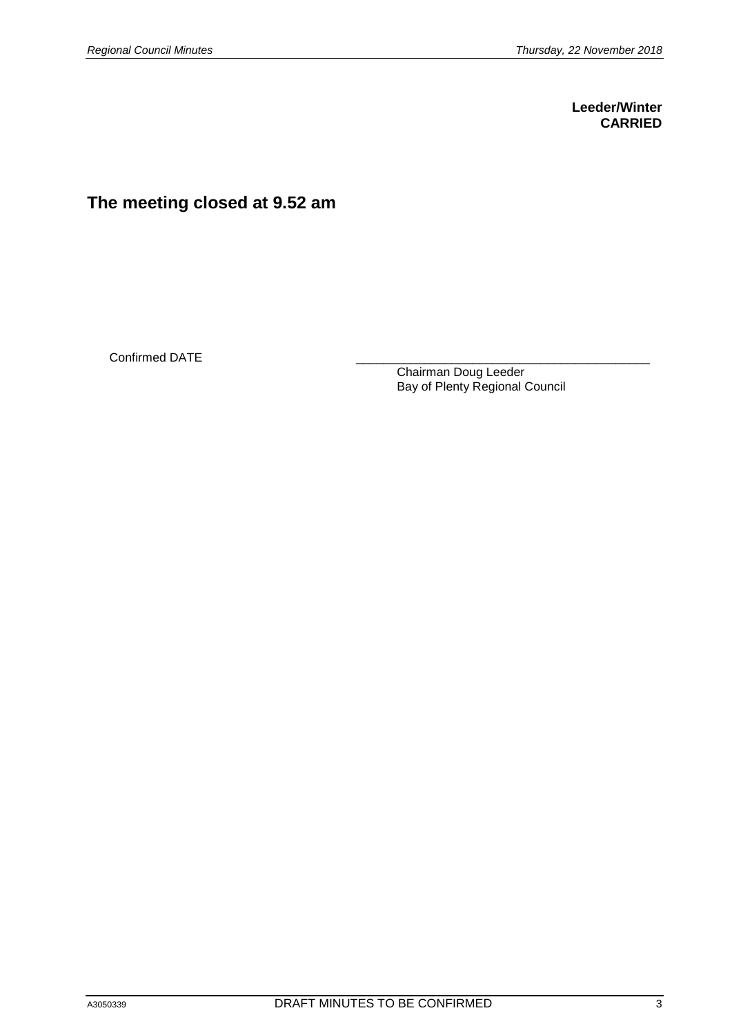**Leeder/Winter**
**CARRIED**

## The meeting closed at 9.52 am

Confirmed DATE

\_\_\_\_\_\_\_\_\_\_\_\_\_\_\_\_\_\_\_\_\_\_\_\_\_\_\_\_\_\_\_\_\_\_\_\_\_\_\_\_\_\_\_\_

Chairman Doug Leeder
Bay of Plenty Regional Council